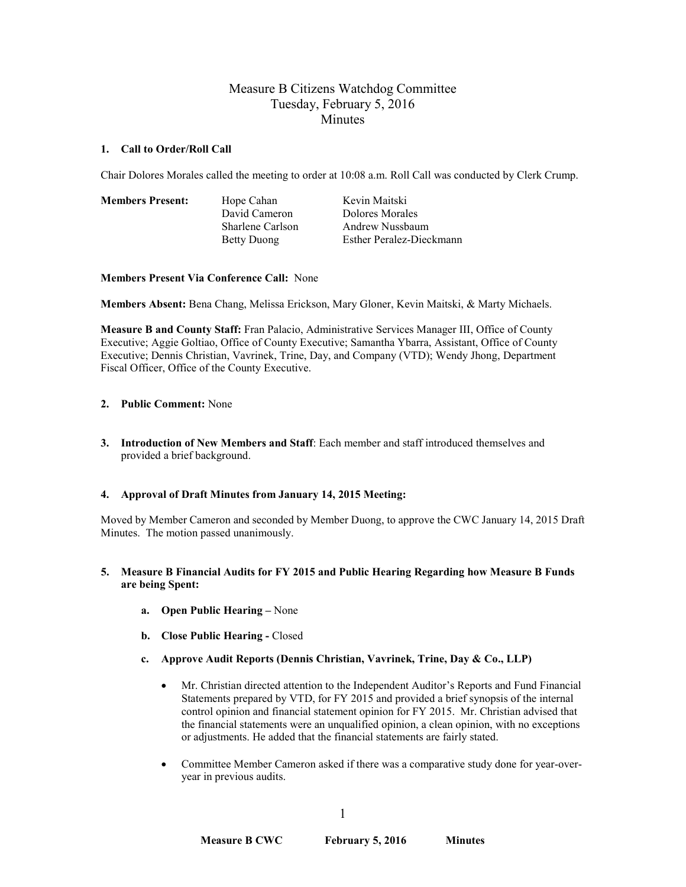# Measure B Citizens Watchdog Committee
## Tuesday, February 5, 2016
## Minutes

**1. Call to Order/Roll Call**

Chair Dolores Morales called the meeting to order at 10:08 a.m. Roll Call was conducted by Clerk Crump.

| **Members Present:** | | |
|---|---|---|
| | Hope Cahan | Kevin Maitski |
| | David Cameron | Dolores Morales |
| | Sharlene Carlson | Andrew Nussbaum |
| | Betty Duong | Esther Peralez-Dieckmann |

**Members Present Via Conference Call:** None

**Members Absent:** Bena Chang, Melissa Erickson, Mary Gloner, Kevin Maitski, & Marty Michaels.

**Measure B and County Staff:** Fran Palacio, Administrative Services Manager III, Office of County Executive; Aggie Goltiao, Office of County Executive; Samantha Ybarra, Assistant, Office of County Executive; Dennis Christian, Vavrinek, Trine, Day, and Company (VTD); Wendy Jhong, Department Fiscal Officer, Office of the County Executive.

**2. Public Comment:** None

**3. Introduction of New Members and Staff**: Each member and staff introduced themselves and provided a brief background.

**4. Approval of Draft Minutes from January 14, 2015 Meeting:**

Moved by Member Cameron and seconded by Member Duong, to approve the CWC January 14, 2015 Draft Minutes. The motion passed unanimously.

**5. Measure B Financial Audits for FY 2015 and Public Hearing Regarding how Measure B Funds are being Spent:**

   **a. Open Public Hearing –** None

   **b. Close Public Hearing -** Closed

   **c. Approve Audit Reports (Dennis Christian, Vavrinek, Trine, Day & Co., LLP)**

   - Mr. Christian directed attention to the Independent Auditor's Reports and Fund Financial Statements prepared by VTD, for FY 2015 and provided a brief synopsis of the internal control opinion and financial statement opinion for FY 2015. Mr. Christian advised that the financial statements were an unqualified opinion, a clean opinion, with no exceptions or adjustments. He added that the financial statements are fairly stated.

   - Committee Member Cameron asked if there was a comparative study done for year-over-year in previous audits.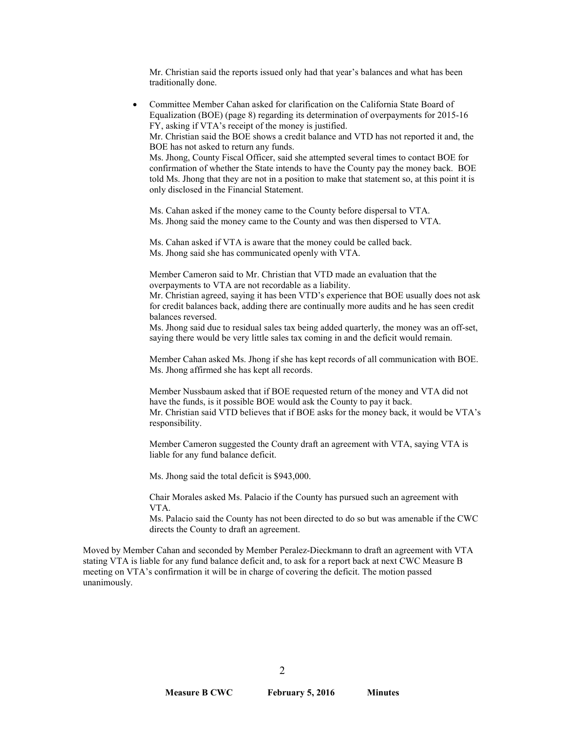Mr. Christian said the reports issued only had that year's balances and what has been traditionally done.

- Committee Member Cahan asked for clarification on the California State Board of Equalization (BOE) (page 8) regarding its determination of overpayments for 2015-16 FY, asking if VTA's receipt of the money is justified.
  Mr. Christian said the BOE shows a credit balance and VTD has not reported it and, the BOE has not asked to return any funds.
  Ms. Jhong, County Fiscal Officer, said she attempted several times to contact BOE for confirmation of whether the State intends to have the County pay the money back. BOE told Ms. Jhong that they are not in a position to make that statement so, at this point it is only disclosed in the Financial Statement.

  Ms. Cahan asked if the money came to the County before dispersal to VTA.
  Ms. Jhong said the money came to the County and was then dispersed to VTA.

  Ms. Cahan asked if VTA is aware that the money could be called back.
  Ms. Jhong said she has communicated openly with VTA.

  Member Cameron said to Mr. Christian that VTD made an evaluation that the overpayments to VTA are not recordable as a liability.
  Mr. Christian agreed, saying it has been VTD's experience that BOE usually does not ask for credit balances back, adding there are continually more audits and he has seen credit balances reversed.
  Ms. Jhong said due to residual sales tax being added quarterly, the money was an off-set, saying there would be very little sales tax coming in and the deficit would remain.

  Member Cahan asked Ms. Jhong if she has kept records of all communication with BOE.
  Ms. Jhong affirmed she has kept all records.

  Member Nussbaum asked that if BOE requested return of the money and VTA did not have the funds, is it possible BOE would ask the County to pay it back.
  Mr. Christian said VTD believes that if BOE asks for the money back, it would be VTA's responsibility.

  Member Cameron suggested the County draft an agreement with VTA, saying VTA is liable for any fund balance deficit.

  Ms. Jhong said the total deficit is $943,000.

  Chair Morales asked Ms. Palacio if the County has pursued such an agreement with VTA.
  Ms. Palacio said the County has not been directed to do so but was amenable if the CWC directs the County to draft an agreement.

Moved by Member Cahan and seconded by Member Peralez-Dieckmann to draft an agreement with VTA stating VTA is liable for any fund balance deficit and, to ask for a report back at next CWC Measure B meeting on VTA's confirmation it will be in charge of covering the deficit. The motion passed unanimously.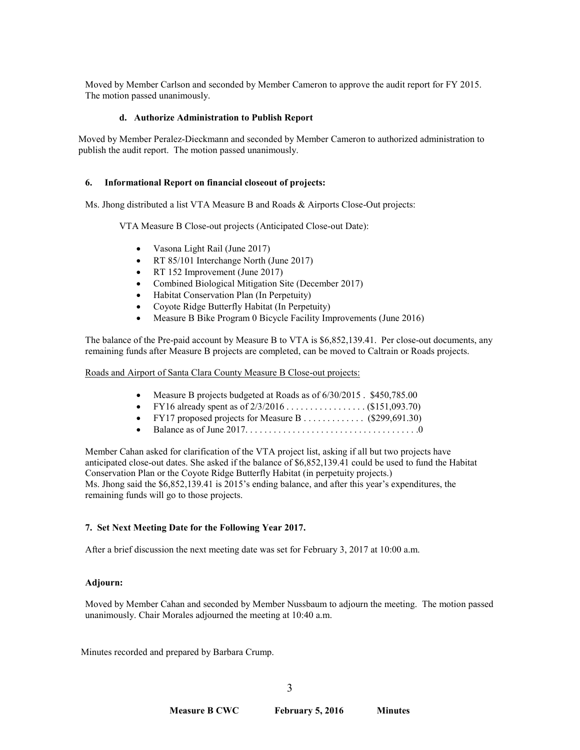Moved by Member Carlson and seconded by Member Cameron to approve the audit report for FY 2015. The motion passed unanimously.

**d. Authorize Administration to Publish Report**

Moved by Member Peralez-Dieckmann and seconded by Member Cameron to authorized administration to publish the audit report. The motion passed unanimously.

**6. Informational Report on financial closeout of projects:**

Ms. Jhong distributed a list VTA Measure B and Roads & Airports Close-Out projects:

VTA Measure B Close-out projects (Anticipated Close-out Date):

- Vasona Light Rail (June 2017)
- RT 85/101 Interchange North (June 2017)
- RT 152 Improvement (June 2017)
- Combined Biological Mitigation Site (December 2017)
- Habitat Conservation Plan (In Perpetuity)
- Coyote Ridge Butterfly Habitat (In Perpetuity)
- Measure B Bike Program 0 Bicycle Facility Improvements (June 2016)

The balance of the Pre-paid account by Measure B to VTA is $6,852,139.41. Per close-out documents, any remaining funds after Measure B projects are completed, can be moved to Caltrain or Roads projects.

Roads and Airport of Santa Clara County Measure B Close-out projects:

- Measure B projects budgeted at Roads as of 6/30/2015 . $450,785.00
- FY16 already spent as of 2/3/2016 . . . . . . . . . . . . . . . . . ($151,093.70)
- FY17 proposed projects for Measure B . . . . . . . . . . . . . ($299,691.30)
- Balance as of June 2017. . . . . . . . . . . . . . . . . . . . . . . . . . . . . . . . . . . . . .0

Member Cahan asked for clarification of the VTA project list, asking if all but two projects have anticipated close-out dates. She asked if the balance of $6,852,139.41 could be used to fund the Habitat Conservation Plan or the Coyote Ridge Butterfly Habitat (in perpetuity projects.)
Ms. Jhong said the $6,852,139.41 is 2015's ending balance, and after this year's expenditures, the remaining funds will go to those projects.

**7. Set Next Meeting Date for the Following Year 2017.**

After a brief discussion the next meeting date was set for February 3, 2017 at 10:00 a.m.

**Adjourn:**

Moved by Member Cahan and seconded by Member Nussbaum to adjourn the meeting. The motion passed unanimously. Chair Morales adjourned the meeting at 10:40 a.m.

Minutes recorded and prepared by Barbara Crump.